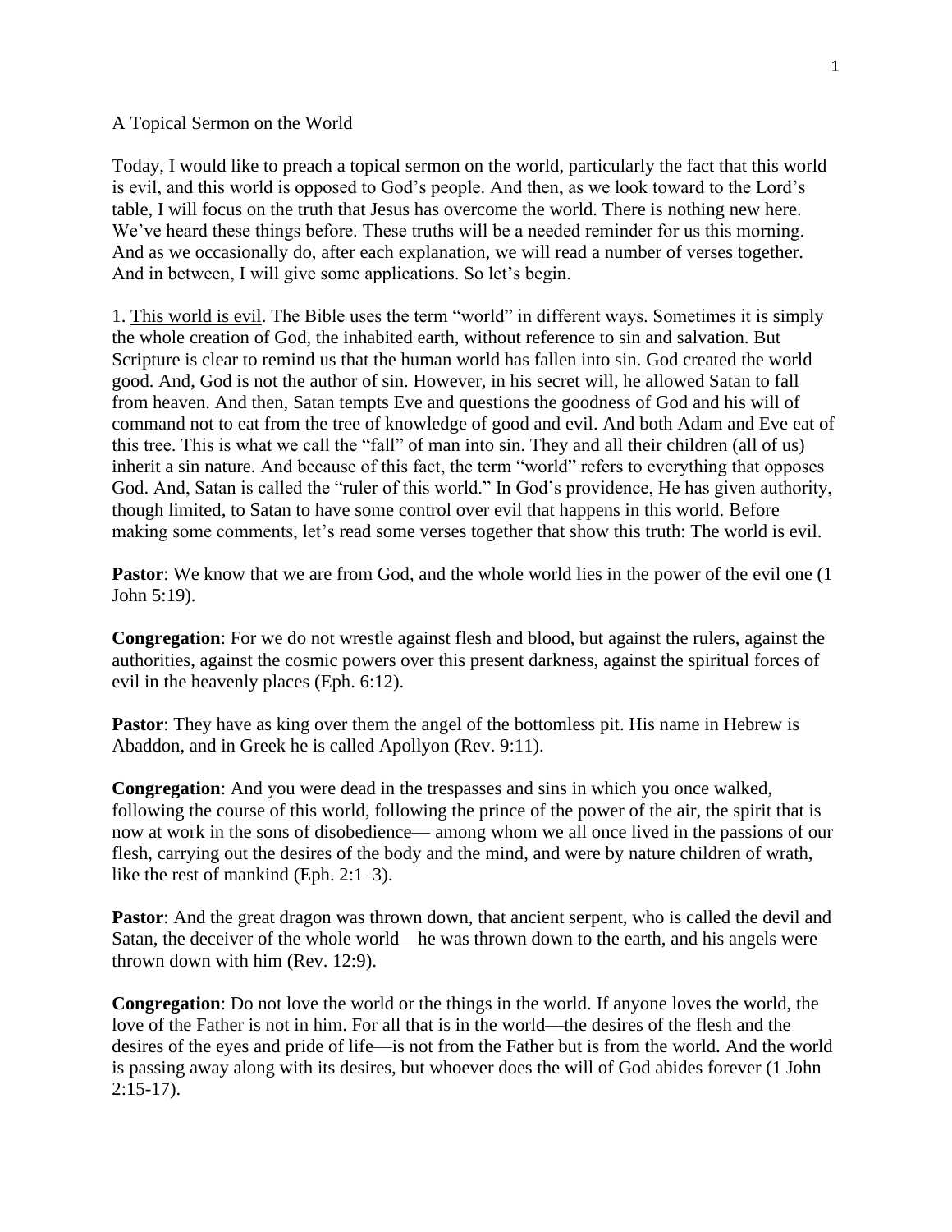A Topical Sermon on the World

Today, I would like to preach a topical sermon on the world, particularly the fact that this world is evil, and this world is opposed to God's people. And then, as we look toward to the Lord's table, I will focus on the truth that Jesus has overcome the world. There is nothing new here. We've heard these things before. These truths will be a needed reminder for us this morning. And as we occasionally do, after each explanation, we will read a number of verses together. And in between, I will give some applications. So let's begin.

1. <u>This world is evil</u>. The Bible uses the term "world" in different ways. Sometimes it is simply the whole creation of God, the inhabited earth, without reference to sin and salvation. But Scripture is clear to remind us that the human world has fallen into sin. God created the world good. And, God is not the author of sin. However, in his secret will, he allowed Satan to fall from heaven. And then, Satan tempts Eve and questions the goodness of God and his will of command not to eat from the tree of knowledge of good and evil. And both Adam and Eve eat of this tree. This is what we call the "fall" of man into sin. They and all their children (all of us) inherit a sin nature. And because of this fact, the term "world" refers to everything that opposes God. And, Satan is called the "ruler of this world." In God's providence, He has given authority, though limited, to Satan to have some control over evil that happens in this world. Before making some comments, let's read some verses together that show this truth: The world is evil.

**Pastor**: We know that we are from God, and the whole world lies in the power of the evil one (1 John 5:19).

**Congregation**: For we do not wrestle against flesh and blood, but against the rulers, against the authorities, against the cosmic powers over this present darkness, against the spiritual forces of evil in the heavenly places (Eph. 6:12).

**Pastor**: They have as king over them the angel of the bottomless pit. His name in Hebrew is Abaddon, and in Greek he is called Apollyon (Rev. 9:11).

**Congregation**: And you were dead in the trespasses and sins in which you once walked, following the course of this world, following the prince of the power of the air, the spirit that is now at work in the sons of disobedience— among whom we all once lived in the passions of our flesh, carrying out the desires of the body and the mind, and were by nature children of wrath, like the rest of mankind (Eph. 2:1–3).

**Pastor**: And the great dragon was thrown down, that ancient serpent, who is called the devil and Satan, the deceiver of the whole world—he was thrown down to the earth, and his angels were thrown down with him (Rev. 12:9).

**Congregation**: Do not love the world or the things in the world. If anyone loves the world, the love of the Father is not in him. For all that is in the world—the desires of the flesh and the desires of the eyes and pride of life—is not from the Father but is from the world. And the world is passing away along with its desires, but whoever does the will of God abides forever (1 John 2:15-17).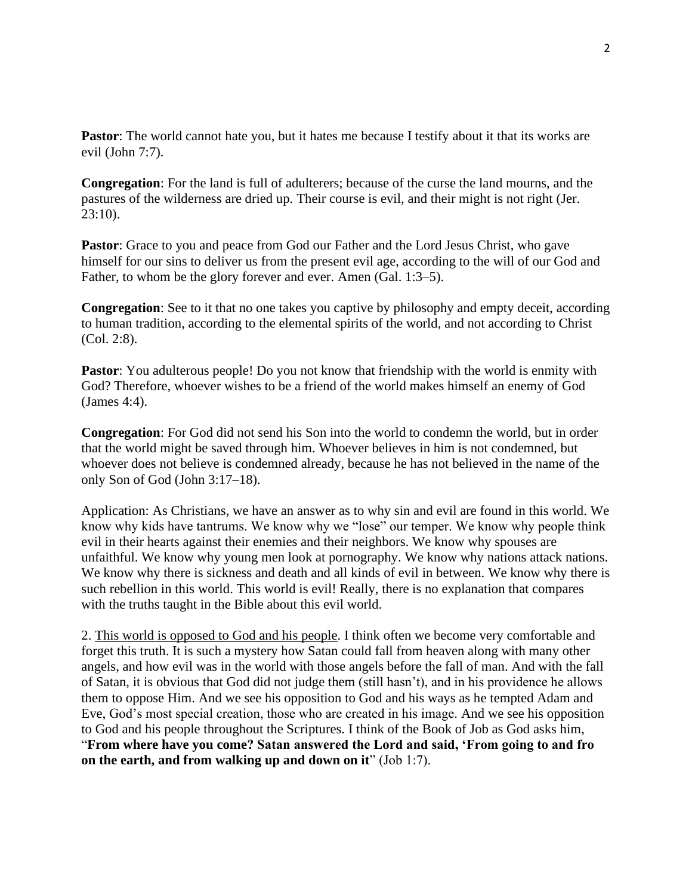**Pastor**: The world cannot hate you, but it hates me because I testify about it that its works are evil (John 7:7).

**Congregation**: For the land is full of adulterers; because of the curse the land mourns, and the pastures of the wilderness are dried up. Their course is evil, and their might is not right (Jer. 23:10).

**Pastor**: Grace to you and peace from God our Father and the Lord Jesus Christ, who gave himself for our sins to deliver us from the present evil age, according to the will of our God and Father, to whom be the glory forever and ever. Amen (Gal. 1:3–5).

**Congregation**: See to it that no one takes you captive by philosophy and empty deceit, according to human tradition, according to the elemental spirits of the world, and not according to Christ (Col. 2:8).

**Pastor**: You adulterous people! Do you not know that friendship with the world is enmity with God? Therefore, whoever wishes to be a friend of the world makes himself an enemy of God (James 4:4).

**Congregation**: For God did not send his Son into the world to condemn the world, but in order that the world might be saved through him. Whoever believes in him is not condemned, but whoever does not believe is condemned already, because he has not believed in the name of the only Son of God (John 3:17–18).

Application: As Christians, we have an answer as to why sin and evil are found in this world. We know why kids have tantrums. We know why we "lose" our temper. We know why people think evil in their hearts against their enemies and their neighbors. We know why spouses are unfaithful. We know why young men look at pornography. We know why nations attack nations. We know why there is sickness and death and all kinds of evil in between. We know why there is such rebellion in this world. This world is evil! Really, there is no explanation that compares with the truths taught in the Bible about this evil world.

2. <u>This world is opposed to God and his people</u>. I think often we become very comfortable and forget this truth. It is such a mystery how Satan could fall from heaven along with many other angels, and how evil was in the world with those angels before the fall of man. And with the fall of Satan, it is obvious that God did not judge them (still hasn't), and in his providence he allows them to oppose Him. And we see his opposition to God and his ways as he tempted Adam and Eve, God's most special creation, those who are created in his image. And we see his opposition to God and his people throughout the Scriptures. I think of the Book of Job as God asks him, "**From where have you come? Satan answered the Lord and said, 'From going to and fro on the earth, and from walking up and down on it**" (Job 1:7).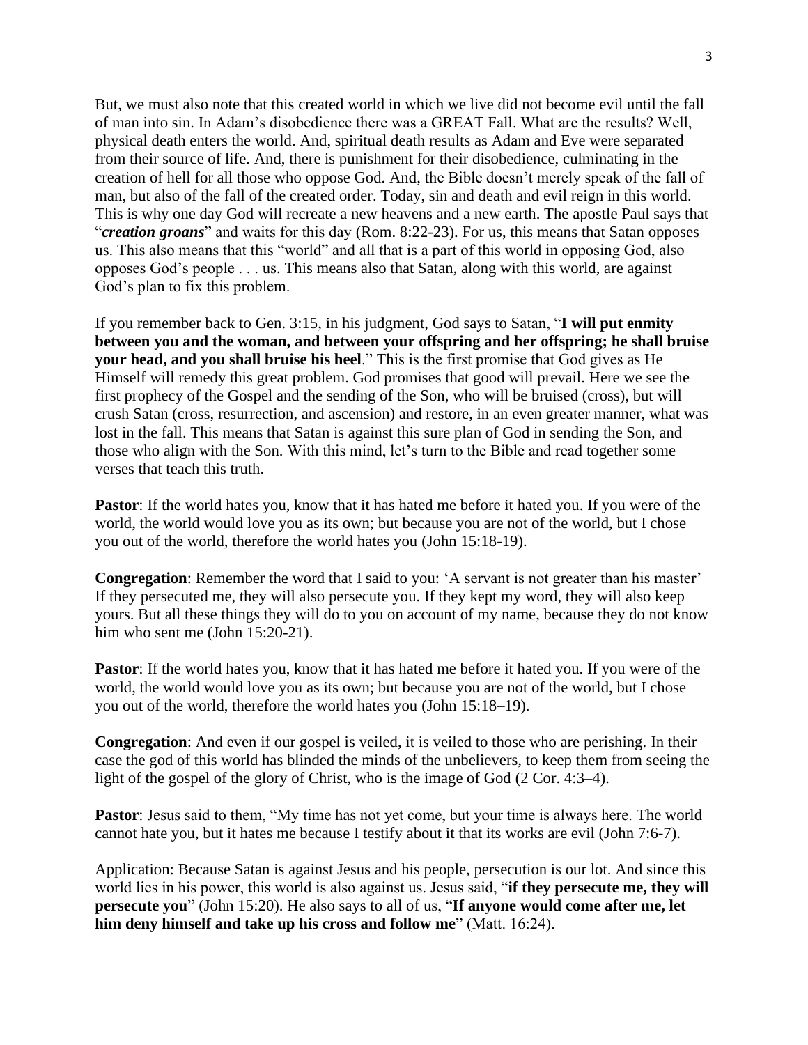But, we must also note that this created world in which we live did not become evil until the fall of man into sin. In Adam's disobedience there was a GREAT Fall. What are the results? Well, physical death enters the world. And, spiritual death results as Adam and Eve were separated from their source of life. And, there is punishment for their disobedience, culminating in the creation of hell for all those who oppose God. And, the Bible doesn't merely speak of the fall of man, but also of the fall of the created order. Today, sin and death and evil reign in this world. This is why one day God will recreate a new heavens and a new earth. The apostle Paul says that "***creation groans***" and waits for this day (Rom. 8:22-23). For us, this means that Satan opposes us. This also means that this "world" and all that is a part of this world in opposing God, also opposes God's people . . . us. This means also that Satan, along with this world, are against God's plan to fix this problem.

If you remember back to Gen. 3:15, in his judgment, God says to Satan, "**I will put enmity between you and the woman, and between your offspring and her offspring; he shall bruise your head, and you shall bruise his heel**." This is the first promise that God gives as He Himself will remedy this great problem. God promises that good will prevail. Here we see the first prophecy of the Gospel and the sending of the Son, who will be bruised (cross), but will crush Satan (cross, resurrection, and ascension) and restore, in an even greater manner, what was lost in the fall. This means that Satan is against this sure plan of God in sending the Son, and those who align with the Son. With this mind, let's turn to the Bible and read together some verses that teach this truth.

**Pastor**: If the world hates you, know that it has hated me before it hated you. If you were of the world, the world would love you as its own; but because you are not of the world, but I chose you out of the world, therefore the world hates you (John 15:18-19).

**Congregation**: Remember the word that I said to you: 'A servant is not greater than his master' If they persecuted me, they will also persecute you. If they kept my word, they will also keep yours. But all these things they will do to you on account of my name, because they do not know him who sent me (John 15:20-21).

**Pastor**: If the world hates you, know that it has hated me before it hated you. If you were of the world, the world would love you as its own; but because you are not of the world, but I chose you out of the world, therefore the world hates you (John 15:18–19).

**Congregation**: And even if our gospel is veiled, it is veiled to those who are perishing. In their case the god of this world has blinded the minds of the unbelievers, to keep them from seeing the light of the gospel of the glory of Christ, who is the image of God (2 Cor. 4:3–4).

**Pastor**: Jesus said to them, "My time has not yet come, but your time is always here. The world cannot hate you, but it hates me because I testify about it that its works are evil (John 7:6-7).

Application: Because Satan is against Jesus and his people, persecution is our lot. And since this world lies in his power, this world is also against us. Jesus said, "**if they persecute me, they will persecute you**" (John 15:20). He also says to all of us, "**If anyone would come after me, let him deny himself and take up his cross and follow me**" (Matt. 16:24).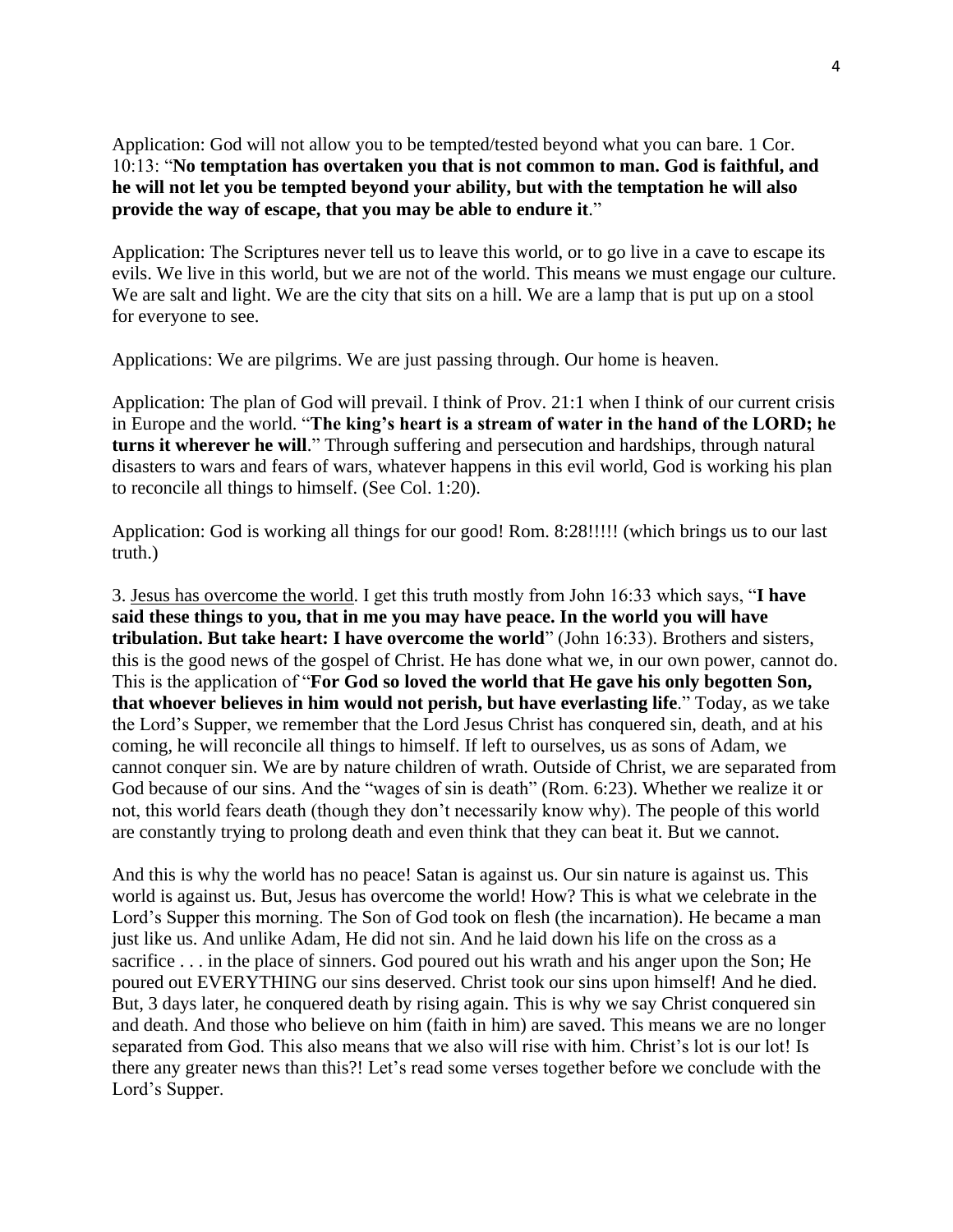Application: God will not allow you to be tempted/tested beyond what you can bare. 1 Cor. 10:13: "**No temptation has overtaken you that is not common to man. God is faithful, and he will not let you be tempted beyond your ability, but with the temptation he will also provide the way of escape, that you may be able to endure it**."

Application: The Scriptures never tell us to leave this world, or to go live in a cave to escape its evils. We live in this world, but we are not of the world. This means we must engage our culture. We are salt and light. We are the city that sits on a hill. We are a lamp that is put up on a stool for everyone to see.

Applications: We are pilgrims. We are just passing through. Our home is heaven.

Application: The plan of God will prevail. I think of Prov. 21:1 when I think of our current crisis in Europe and the world. "**The king's heart is a stream of water in the hand of the LORD; he turns it wherever he will**." Through suffering and persecution and hardships, through natural disasters to wars and fears of wars, whatever happens in this evil world, God is working his plan to reconcile all things to himself. (See Col. 1:20).

Application: God is working all things for our good! Rom. 8:28!!!!! (which brings us to our last truth.)

3. <u>Jesus has overcome the world</u>. I get this truth mostly from John 16:33 which says, "**I have said these things to you, that in me you may have peace. In the world you will have tribulation. But take heart: I have overcome the world**" (John 16:33). Brothers and sisters, this is the good news of the gospel of Christ. He has done what we, in our own power, cannot do. This is the application of "**For God so loved the world that He gave his only begotten Son, that whoever believes in him would not perish, but have everlasting life**." Today, as we take the Lord's Supper, we remember that the Lord Jesus Christ has conquered sin, death, and at his coming, he will reconcile all things to himself. If left to ourselves, us as sons of Adam, we cannot conquer sin. We are by nature children of wrath. Outside of Christ, we are separated from God because of our sins. And the "wages of sin is death" (Rom. 6:23). Whether we realize it or not, this world fears death (though they don't necessarily know why). The people of this world are constantly trying to prolong death and even think that they can beat it. But we cannot.

And this is why the world has no peace! Satan is against us. Our sin nature is against us. This world is against us. But, Jesus has overcome the world! How? This is what we celebrate in the Lord's Supper this morning. The Son of God took on flesh (the incarnation). He became a man just like us. And unlike Adam, He did not sin. And he laid down his life on the cross as a sacrifice . . . in the place of sinners. God poured out his wrath and his anger upon the Son; He poured out EVERYTHING our sins deserved. Christ took our sins upon himself! And he died. But, 3 days later, he conquered death by rising again. This is why we say Christ conquered sin and death. And those who believe on him (faith in him) are saved. This means we are no longer separated from God. This also means that we also will rise with him. Christ's lot is our lot! Is there any greater news than this?! Let's read some verses together before we conclude with the Lord's Supper.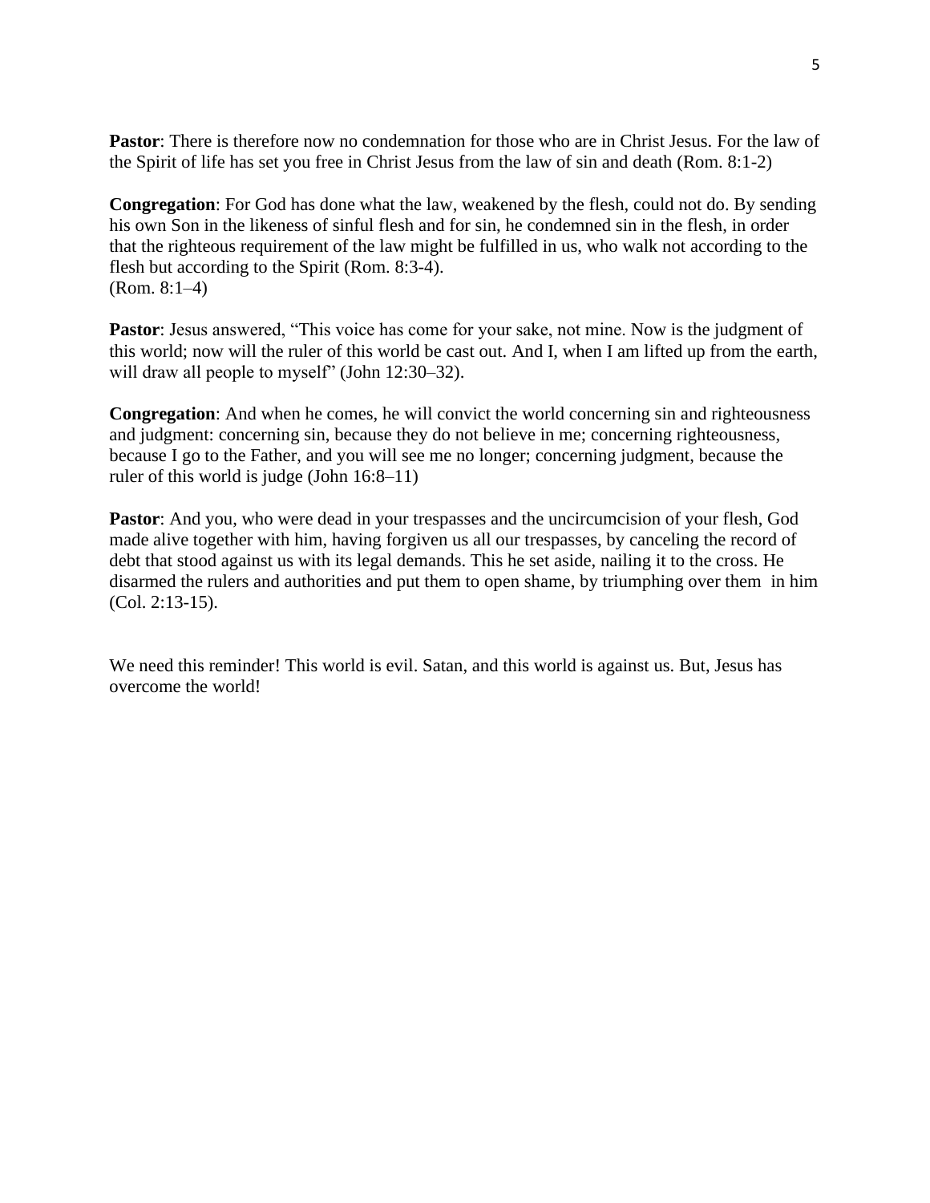**Pastor**: There is therefore now no condemnation for those who are in Christ Jesus. For the law of the Spirit of life has set you free in Christ Jesus from the law of sin and death (Rom. 8:1-2)

**Congregation**: For God has done what the law, weakened by the flesh, could not do. By sending his own Son in the likeness of sinful flesh and for sin, he condemned sin in the flesh, in order that the righteous requirement of the law might be fulfilled in us, who walk not according to the flesh but according to the Spirit (Rom. 8:3-4).
(Rom. 8:1–4)

**Pastor**: Jesus answered, "This voice has come for your sake, not mine. Now is the judgment of this world; now will the ruler of this world be cast out. And I, when I am lifted up from the earth, will draw all people to myself" (John 12:30–32).

**Congregation**: And when he comes, he will convict the world concerning sin and righteousness and judgment: concerning sin, because they do not believe in me; concerning righteousness, because I go to the Father, and you will see me no longer; concerning judgment, because the ruler of this world is judge (John 16:8–11)

**Pastor**: And you, who were dead in your trespasses and the uncircumcision of your flesh, God made alive together with him, having forgiven us all our trespasses, by canceling the record of debt that stood against us with its legal demands. This he set aside, nailing it to the cross. He disarmed the rulers and authorities and put them to open shame, by triumphing over them in him (Col. 2:13-15).

We need this reminder! This world is evil. Satan, and this world is against us. But, Jesus has overcome the world!